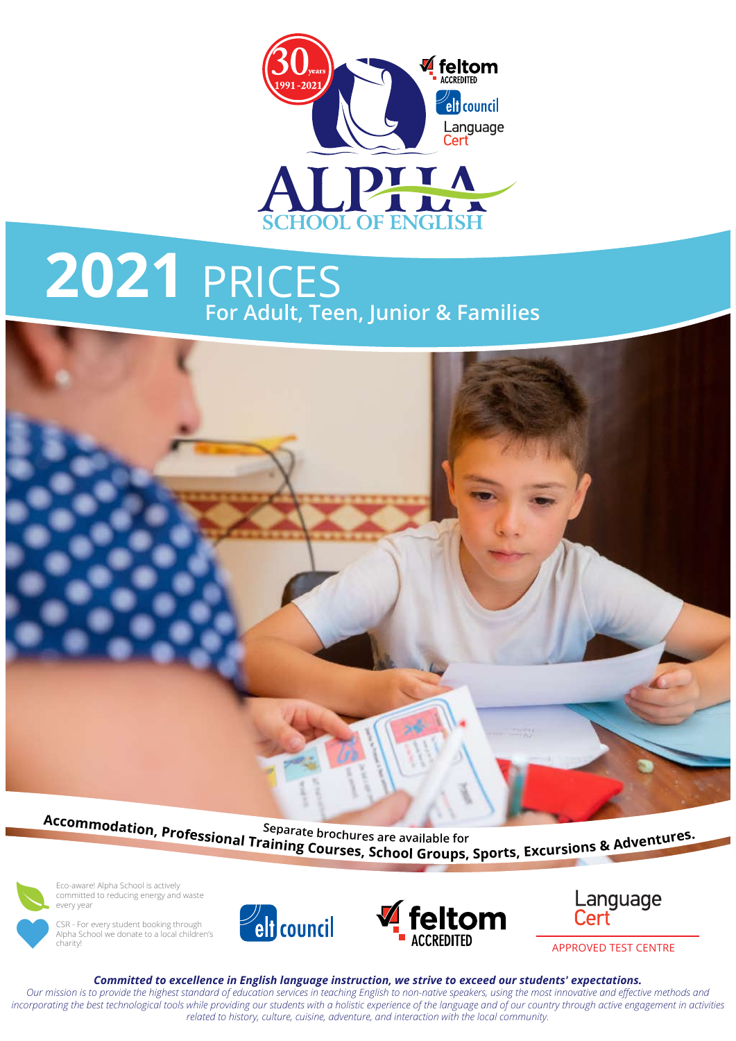30 years 1991-2021

feltom ACCREDITED

elt council

Language Cert

# ALPHA SCHOOL OF ENGLISH

# 2021 PRICES

## For Adult, Teen, Junior & Families

Separate brochures are available for **Accommodation, Professional Training Courses, School Groups, Sports, Excursions & Adventures.**

Eco-aware! Alpha School is actively committed to reducing energy and waste every year

CSR - For every student booking through Alpha School we donate to a local children's charity!

elt council

feltom ACCREDITED

Language Cert

APPROVED TEST CENTRE

***Committed to excellence in English language instruction, we strive to exceed our students' expectations.***

*Our mission is to provide the highest standard of education services in teaching English to non-native speakers, using the most innovative and effective methods and incorporating the best technological tools while providing our students with a holistic experience of the language and of our country through active engagement in activities related to history, culture, cuisine, adventure, and interaction with the local community.*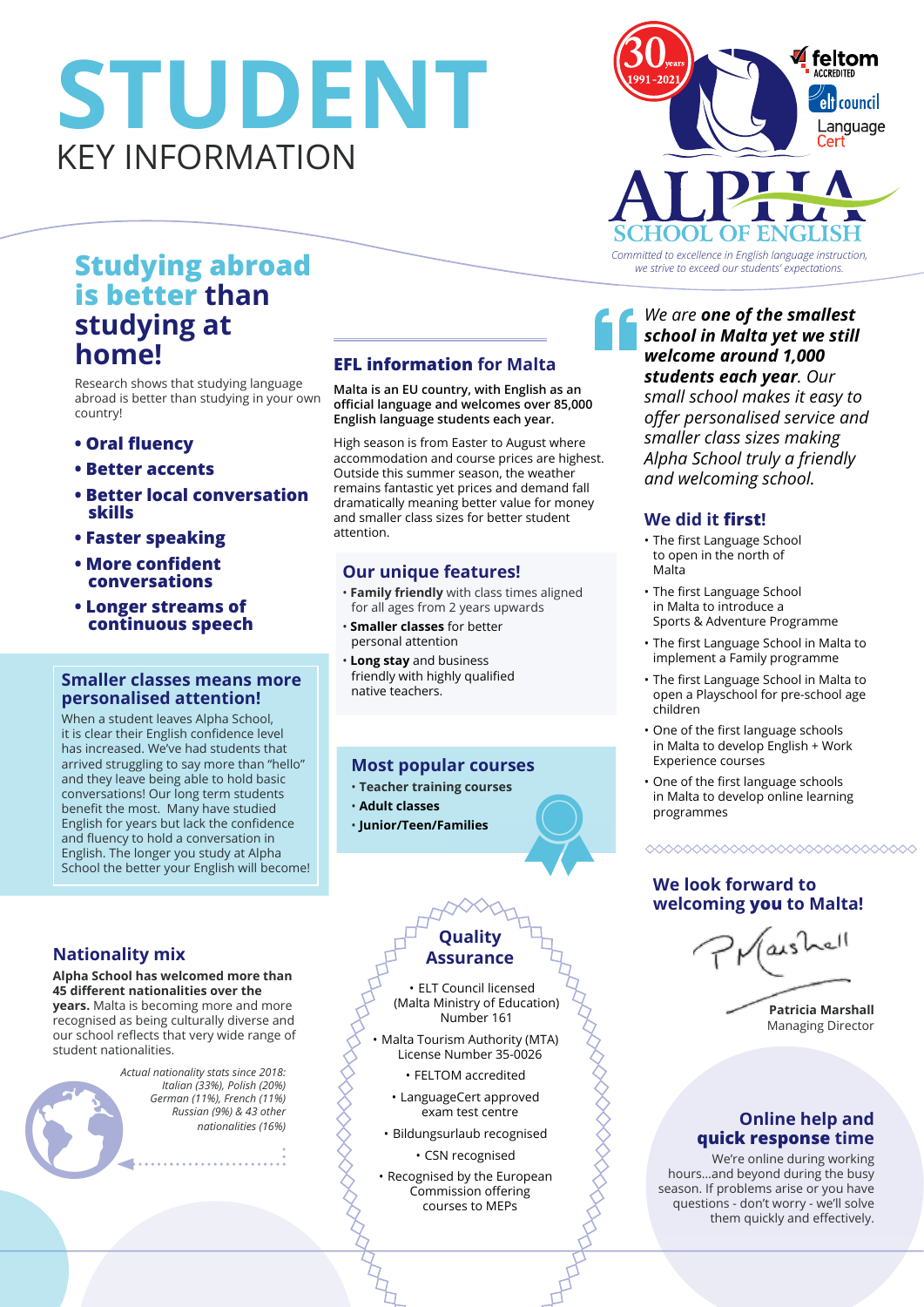# STUDENT
KEY INFORMATION

ALPHA SCHOOL OF ENGLISH

*Committed to excellence in English language instruction, we strive to exceed our students' expectations.*

30 years 1991-2021

feltom ACCREDITED

elt council

LanguageCert

## Studying abroad is better than studying at home!

Research shows that studying language abroad is better than studying in your own country!

- **Oral fluency**
- **Better accents**
- **Better local conversation skills**
- **Faster speaking**
- **More confident conversations**
- **Longer streams of continuous speech**

### Smaller classes means more personalised attention!

When a student leaves Alpha School, it is clear their English confidence level has increased. We've had students that arrived struggling to say more than "hello" and they leave being able to hold basic conversations! Our long term students benefit the most. Many have studied English for years but lack the confidence and fluency to hold a conversation in English. The longer you study at Alpha School the better your English will become!

### Nationality mix

**Alpha School has welcomed more than 45 different nationalities over the years.** Malta is becoming more and more recognised as being culturally diverse and our school reflects that very wide range of student nationalities.

*Actual nationality stats since 2018: Italian (33%), Polish (20%) German (11%), French (11%) Russian (9%) & 43 other nationalities (16%)*

### EFL information for Malta

**Malta is an EU country, with English as an official language and welcomes over 85,000 English language students each year.**

High season is from Easter to August where accommodation and course prices are highest. Outside this summer season, the weather remains fantastic yet prices and demand fall dramatically meaning better value for money and smaller class sizes for better student attention.

### Our unique features!

- **Family friendly** with class times aligned for all ages from 2 years upwards
- **Smaller classes** for better personal attention
- **Long stay** and business friendly with highly qualified native teachers.

### Most popular courses

- **Teacher training courses**
- **Adult classes**
- **Junior/Teen/Families**

### Quality Assurance

- ELT Council licensed (Malta Ministry of Education) Number 161
- Malta Tourism Authority (MTA) License Number 35-0026
- FELTOM accredited
- LanguageCert approved exam test centre
- Bildungsurlaub recognised
- CSN recognised
- Recognised by the European Commission offering courses to MEPs

*We are* ***one of the smallest school in Malta yet we still welcome around 1,000 students each year****. Our small school makes it easy to offer personalised service and smaller class sizes making Alpha School truly a friendly and welcoming school.*

### We did it first!

- The first Language School to open in the north of Malta
- The first Language School in Malta to introduce a Sports & Adventure Programme
- The first Language School in Malta to implement a Family programme
- The first Language School in Malta to open a Playschool for pre-school age children
- One of the first language schools in Malta to develop English + Work Experience courses
- One of the first language schools in Malta to develop online learning programmes

### We look forward to welcoming **you** to Malta!

**Patricia Marshall**
Managing Director

### Online help and quick response time

We're online during working hours...and beyond during the busy season. If problems arise or you have questions - don't worry - we'll solve them quickly and effectively.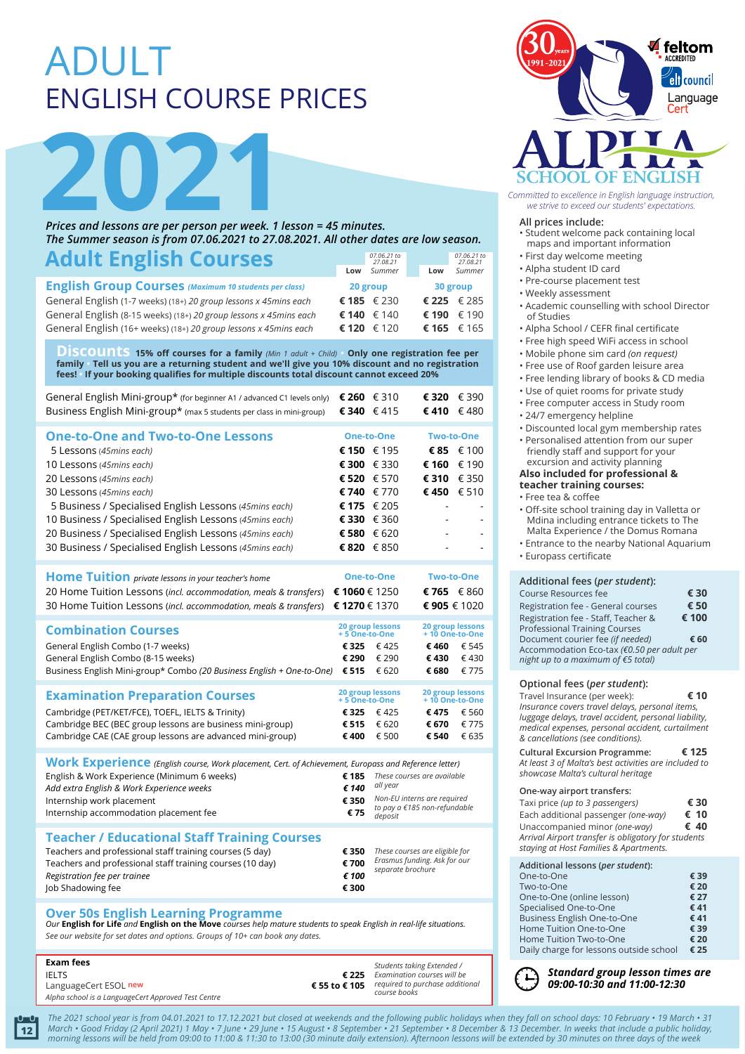# ADULT
## ENGLISH COURSE PRICES

# 2021

*Prices and lessons are per person per week. 1 lesson = 45 minutes.*
*The Summer season is from 07.06.2021 to 27.08.2021. All other dates are low season.*

## Adult English Courses

| English Group Courses *(Maximum 10 students per class)* | 20 group Low | 20 group Summer (07.06.21 to 27.08.21) | 30 group Low | 30 group Summer (07.06.21 to 27.08.21) |
|---|---|---|---|---|
| General English (1-7 weeks) (18+) *20 group lessons x 45mins each* | **€ 185** | € 230 | **€ 225** | € 285 |
| General English (8-15 weeks) (18+) *20 group lessons x 45mins each* | **€ 140** | € 140 | **€ 190** | € 190 |
| General English (16+ weeks) (18+) *20 group lessons x 45mins each* | **€ 120** | € 120 | **€ 165** | € 165 |

**Discounts** **15% off courses for a family** *(Min 1 adult + Child)* • **Only one registration fee per family** • **Tell us you are a returning student and we'll give you 10% discount and no registration fees!** • **If your booking qualifies for multiple discounts total discount cannot exceed 20%**

| | 20 group Low | 20 group Summer | 30 group Low | 30 group Summer |
|---|---|---|---|---|
| General English Mini-group* (for beginner A1 / advanced C1 levels only) | **€ 260** | € 310 | **€ 320** | € 390 |
| Business English Mini-group* (max 5 students per class in mini-group) | **€ 340** | € 415 | **€ 410** | € 480 |

| One-to-One and Two-to-One Lessons | One-to-One Low | One-to-One Summer | Two-to-One Low | Two-to-One Summer |
|---|---|---|---|---|
| 5 Lessons *(45mins each)* | **€ 150** | € 195 | **€ 85** | € 100 |
| 10 Lessons *(45mins each)* | **€ 300** | € 330 | **€ 160** | € 190 |
| 20 Lessons *(45mins each)* | **€ 520** | € 570 | **€ 310** | € 350 |
| 30 Lessons *(45mins each)* | **€ 740** | € 770 | **€ 450** | € 510 |
| 5 Business / Specialised English Lessons *(45mins each)* | **€ 175** | € 205 | - | - |
| 10 Business / Specialised English Lessons *(45mins each)* | **€ 330** | € 360 | - | - |
| 20 Business / Specialised English Lessons *(45mins each)* | **€ 580** | € 620 | - | - |
| 30 Business / Specialised English Lessons *(45mins each)* | **€ 820** | € 850 | - | - |

| Home Tuition *private lessons in your teacher's home* | One-to-One Low | One-to-One Summer | Two-to-One Low | Two-to-One Summer |
|---|---|---|---|---|
| 20 Home Tuition Lessons (*incl. accommodation, meals & transfers*) | **€ 1060** | € 1250 | **€ 765** | € 860 |
| 30 Home Tuition Lessons (*incl. accommodation, meals & transfers*) | **€ 1270** | € 1370 | **€ 905** | € 1020 |

| Combination Courses | 20 group lessons + 5 One-to-One Low | 20 group lessons + 5 One-to-One Summer | 20 group lessons + 10 One-to-One Low | 20 group lessons + 10 One-to-One Summer |
|---|---|---|---|---|
| General English Combo (1-7 weeks) | **€ 325** | € 425 | **€ 460** | € 545 |
| General English Combo (8-15 weeks) | **€ 290** | € 290 | **€ 430** | € 430 |
| Business English Mini-group* Combo *(20 Business English + One-to-One)* | **€ 515** | € 620 | **€ 680** | € 775 |

| Examination Preparation Courses | 20 group lessons + 5 One-to-One Low | 20 group lessons + 5 One-to-One Summer | 20 group lessons + 10 One-to-One Low | 20 group lessons + 10 One-to-One Summer |
|---|---|---|---|---|
| Cambridge (PET/KET/FCE), TOEFL, IELTS & Trinity) | **€ 325** | € 425 | **€ 475** | € 560 |
| Cambridge BEC (BEC group lessons are business mini-group) | **€ 515** | € 620 | **€ 670** | € 775 |
| Cambridge CAE (CAE group lessons are advanced mini-group) | **€ 400** | € 500 | **€ 540** | € 635 |

### Work Experience *(English course, Work placement, Cert. of Achievement, Europass and Reference letter)*

| | | |
|---|---|---|
| English & Work Experience (Minimum 6 weeks) | **€ 185** | *These courses are available all year* |
| *Add extra English & Work Experience weeks* | ***€ 140*** | |
| Internship work placement | **€ 350** | *Non-EU interns are required to pay a €185 non-refundable deposit* |
| Internship accommodation placement fee | **€ 75** | |

### Teacher / Educational Staff Training Courses

| | | |
|---|---|---|
| Teachers and professional staff training courses (5 day) | **€ 350** | *These courses are eligible for Erasmus funding. Ask for our separate brochure* |
| Teachers and professional staff training courses (10 day) | **€ 700** | |
| *Registration fee per trainee* | ***€ 100*** | |
| Job Shadowing fee | **€ 300** | |

### Over 50s English Learning Programme

*Our* ***English for Life*** *and* ***English on the Move*** *courses help mature students to speak English in real-life situations. See our website for set dates and options. Groups of 10+ can book any dates.*

**Exam fees**

| | | |
|---|---|---|
| IELTS | **€ 225** | *Students taking Extended / Examination courses will be required to purchase additional course books* |
| LanguageCert ESOL new | **€ 55 to € 105** | |

*Alpha school is a LanguageCert Approved Test Centre*

30 years 1991-2021 · feltom ACCREDITED · elt council · Language Cert

## ALPHA SCHOOL OF ENGLISH

*Committed to excellence in English language instruction, we strive to exceed our students' expectations.*

**All prices include:**

- Student welcome pack containing local maps and important information
- First day welcome meeting
- Alpha student ID card
- Pre-course placement test
- Weekly assessment
- Academic counselling with school Director of Studies
- Alpha School / CEFR final certificate
- Free high speed WiFi access in school
- Mobile phone sim card *(on request)*
- Free use of Roof garden leisure area
- Free lending library of books & CD media
- Use of quiet rooms for private study
- Free computer access in Study room
- 24/7 emergency helpline
- Discounted local gym membership rates
- Personalised attention from our super friendly staff and support for your excursion and activity planning

**Also included for professional & teacher training courses:**

- Free tea & coffee
- Off-site school training day in Valletta or Mdina including entrance tickets to The Malta Experience / the Domus Romana
- Entrance to the nearby National Aquarium
- Europass certificate

**Additional fees (*per student*):**

| | |
|---|---|
| Course Resources fee | **€ 30** |
| Registration fee - General courses | **€ 50** |
| Registration fee - Staff, Teacher & Professional Training Courses | **€ 100** |
| Document courier fee *(if needed)* | **€ 60** |
| Accommodation Eco-tax *(€0.50 per adult per night up to a maximum of €5 total)* | |

**Optional fees (*per student*):**

Travel Insurance (per week): **€ 10**
*Insurance covers travel delays, personal items, luggage delays, travel accident, personal liability, medical expenses, personal accident, curtailment & cancellations (see conditions).*

Cultural Excursion Programme: **€ 125**
*At least 3 of Malta's best activities are included to showcase Malta's cultural heritage*

**One-way airport transfers:**

| | |
|---|---|
| Taxi price *(up to 3 passengers)* | **€ 30** |
| Each additional passenger *(one-way)* | **€ 10** |
| Unaccompanied minor *(one-way)* | **€ 40** |

*Arrival Airport transfer is obligatory for students staying at Host Families & Apartments.*

**Additional lessons (*per student*):**

| | |
|---|---|
| One-to-One | **€ 39** |
| Two-to-One | **€ 20** |
| One-to-One (online lesson) | **€ 27** |
| Specialised One-to-One | **€ 41** |
| Business English One-to-One | **€ 41** |
| Home Tuition One-to-One | **€ 39** |
| Home Tuition Two-to-One | **€ 20** |
| Daily charge for lessons outside school | **€ 25** |

***Standard group lesson times are 09:00-10:30 and 11:00-12:30***

*The 2021 school year is from 04.01.2021 to 17.12.2021 but closed at weekends and the following public holidays when they fall on school days: 10 February • 19 March • 31 March • Good Friday (2 April 2021) 1 May • 7 June • 29 June • 15 August • 8 September • 21 September • 8 December & 13 December. In weeks that include a public holiday, morning lessons will be held from 09:00 to 11:00 & 11:30 to 13:00 (30 minute daily extension). Afternoon lessons will be extended by 30 minutes on three days of the week*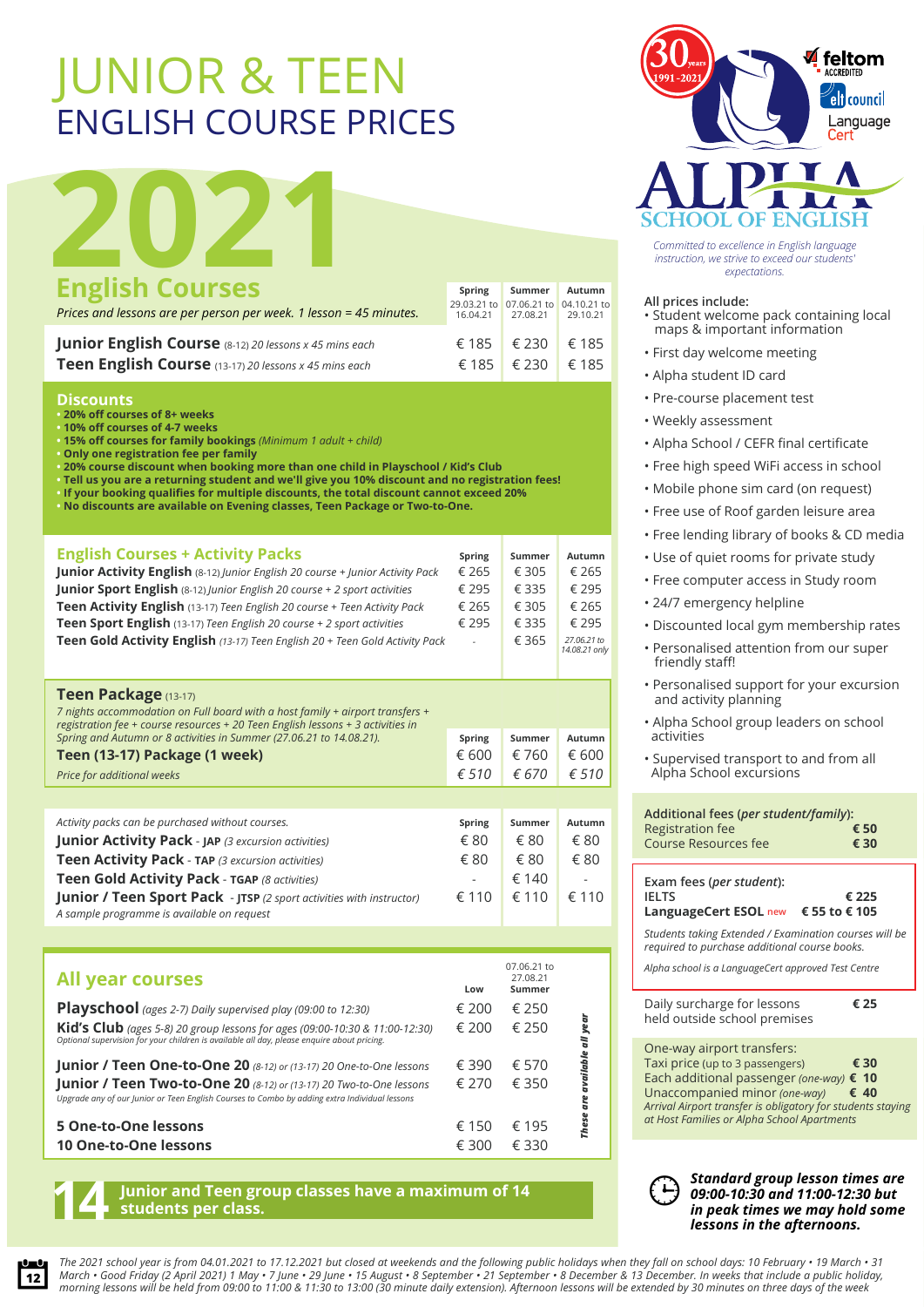# JUNIOR & TEEN
## ENGLISH COURSE PRICES

# 2021

## English Courses

*Prices and lessons are per person per week. 1 lesson = 45 minutes.*

| | Spring 29.03.21 to 16.04.21 | Summer 07.06.21 to 27.08.21 | Autumn 04.10.21 to 29.10.21 |
|---|---|---|---|
| **Junior English Course** (8-12) *20 lessons x 45 mins each* | € 185 | € 230 | € 185 |
| **Teen English Course** (13-17) *20 lessons x 45 mins each* | € 185 | € 230 | € 185 |

### Discounts

- **20% off courses of 8+ weeks**
- **10% off courses of 4-7 weeks**
- **15% off courses for family bookings** *(Minimum 1 adult + child)*
- **Only one registration fee per family**
- **20% course discount when booking more than one child in Playschool / Kid's Club**
- **Tell us you are a returning student and we'll give you 10% discount and no registration fees!**
- **If your booking qualifies for multiple discounts, the total discount cannot exceed 20%**
- **No discounts are available on Evening classes, Teen Package or Two-to-One.**

## English Courses + Activity Packs

| | Spring | Summer | Autumn |
|---|---|---|---|
| **Junior Activity English** (8-12) *Junior English 20 course + Junior Activity Pack* | € 265 | € 305 | € 265 |
| **Junior Sport English** (8-12) *Junior English 20 course + 2 sport activities* | € 295 | € 335 | € 295 |
| **Teen Activity English** (13-17) *Teen English 20 course + Teen Activity Pack* | € 265 | € 305 | € 265 |
| **Teen Sport English** (13-17) *Teen English 20 course + 2 sport activities* | € 295 | € 335 | € 295 |
| **Teen Gold Activity English** *(13-17) Teen English 20 + Teen Gold Activity Pack* | - | € 365 | *27.06.21 to 14.08.21 only* |

## Teen Package (13-17)

*7 nights accommodation on Full board with a host family + airport transfers + registration fee + course resources + 20 Teen English lessons + 3 activities in Spring and Autumn or 8 activities in Summer (27.06.21 to 14.08.21).*

| | Spring | Summer | Autumn |
|---|---|---|---|
| **Teen (13-17) Package (1 week)** | € 600 | € 760 | € 600 |
| *Price for additional weeks* | *€ 510* | *€ 670* | *€ 510* |

| *Activity packs can be purchased without courses.* | Spring | Summer | Autumn |
|---|---|---|---|
| **Junior Activity Pack** - **JAP** *(3 excursion activities)* | € 80 | € 80 | € 80 |
| **Teen Activity Pack** - **TAP** *(3 excursion activities)* | € 80 | € 80 | € 80 |
| **Teen Gold Activity Pack** - **TGAP** *(8 activities)* | - | € 140 | - |
| **Junior / Teen Sport Pack** - **JTSP** *(2 sport activities with instructor)* | € 110 | € 110 | € 110 |
| *A sample programme is available on request* | | | |

## All year courses

| | Low | 07.06.21 to 27.08.21 Summer |
|---|---|---|
| **Playschool** *(ages 2-7) Daily supervised play (09:00 to 12:30)* | € 200 | € 250 |
| **Kid's Club** *(ages 5-8) 20 group lessons for ages (09:00-10:30 & 11:00-12:30)* *Optional supervision for your children is available all day, please enquire about pricing.* | € 200 | € 250 |
| **Junior / Teen One-to-One 20** *(8-12) or (13-17) 20 One-to-One lessons* | € 390 | € 570 |
| **Junior / Teen Two-to-One 20** *(8-12) or (13-17) 20 Two-to-One lessons* *Upgrade any of our Junior or Teen English Courses to Combo by adding extra Individual lessons* | € 270 | € 350 |
| **5 One-to-One lessons** | € 150 | € 195 |
| **10 One-to-One lessons** | € 300 | € 330 |

*These are available all year*

**14** **Junior and Teen group classes have a maximum of 14 students per class.**

30 years 1991-2021

feltom ACCREDITED

elt council

LanguageCert

# ALPHA
## SCHOOL OF ENGLISH

*Committed to excellence in English language instruction, we strive to exceed our students' expectations.*

### All prices include:

- Student welcome pack containing local maps & important information
- First day welcome meeting
- Alpha student ID card
- Pre-course placement test
- Weekly assessment
- Alpha School / CEFR final certificate
- Free high speed WiFi access in school
- Mobile phone sim card (on request)
- Free use of Roof garden leisure area
- Free lending library of books & CD media
- Use of quiet rooms for private study
- Free computer access in Study room
- 24/7 emergency helpline
- Discounted local gym membership rates
- Personalised attention from our super friendly staff!
- Personalised support for your excursion and activity planning
- Alpha School group leaders on school activities
- Supervised transport to and from all Alpha School excursions

**Additional fees (*per student/family*):**

| | |
|---|---|
| Registration fee | **€ 50** |
| Course Resources fee | **€ 30** |

**Exam fees (*per student*):**

| | |
|---|---|
| IELTS | **€ 225** |
| **LanguageCert ESOL** new | **€ 55 to € 105** |

*Students taking Extended / Examination courses will be required to purchase additional course books.*

*Alpha school is a LanguageCert approved Test Centre*

| | |
|---|---|
| Daily surcharge for lessons held outside school premises | **€ 25** |

One-way airport transfers:

| | |
|---|---|
| Taxi price (up to 3 passengers) | **€ 30** |
| Each additional passenger *(one-way)* | **€ 10** |
| Unaccompanied minor *(one-way)* | **€ 40** |

*Arrival Airport transfer is obligatory for students staying at Host Families or Alpha School Apartments*

***Standard group lesson times are 09:00-10:30 and 11:00-12:30 but in peak times we may hold some lessons in the afternoons.***

*The 2021 school year is from 04.01.2021 to 17.12.2021 but closed at weekends and the following public holidays when they fall on school days: 10 February • 19 March • 31 March • Good Friday (2 April 2021) 1 May • 7 June • 29 June • 15 August • 8 September • 21 September • 8 December & 13 December. In weeks that include a public holiday, morning lessons will be held from 09:00 to 11:00 & 11:30 to 13:00 (30 minute daily extension). Afternoon lessons will be extended by 30 minutes on three days of the week*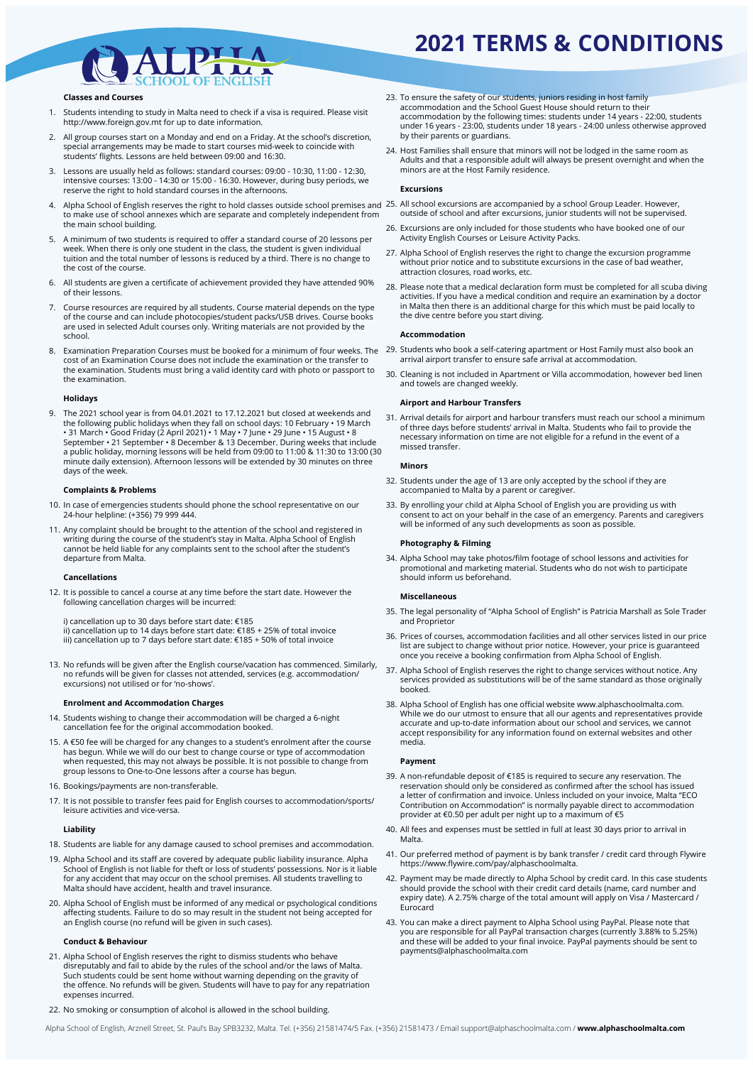# 2021 TERMS & CONDITIONS

### Classes and Courses

1. Students intending to study in Malta need to check if a visa is required. Please visit http://www.foreign.gov.mt for up to date information.
2. All group courses start on a Monday and end on a Friday. At the school's discretion, special arrangements may be made to start courses mid-week to coincide with students' flights. Lessons are held between 09:00 and 16:30.
3. Lessons are usually held as follows: standard courses: 09:00 - 10:30, 11:00 - 12:30, intensive courses: 13:00 - 14:30 or 15:00 - 16:30. However, during busy periods, we reserve the right to hold standard courses in the afternoons.
4. Alpha School of English reserves the right to hold classes outside school premises and to make use of school annexes which are separate and completely independent from the main school building.
5. A minimum of two students is required to offer a standard course of 20 lessons per week. When there is only one student in the class, the student is given individual tuition and the total number of lessons is reduced by a third. There is no change to the cost of the course.
6. All students are given a certificate of achievement provided they have attended 90% of their lessons.
7. Course resources are required by all students. Course material depends on the type of the course and can include photocopies/student packs/USB drives. Course books are used in selected Adult courses only. Writing materials are not provided by the school.
8. Examination Preparation Courses must be booked for a minimum of four weeks. The cost of an Examination Course does not include the examination or the transfer to the examination. Students must bring a valid identity card with photo or passport to the examination.

### Holidays

9. The 2021 school year is from 04.01.2021 to 17.12.2021 but closed at weekends and the following public holidays when they fall on school days: 10 February • 19 March • 31 March • Good Friday (2 April 2021) • 1 May • 7 June • 29 June • 15 August • 8 September • 21 September • 8 December & 13 December. During weeks that include a public holiday, morning lessons will be held from 09:00 to 11:00 & 11:30 to 13:00 (30 minute daily extension). Afternoon lessons will be extended by 30 minutes on three days of the week.

### Complaints & Problems

10. In case of emergencies students should phone the school representative on our 24-hour helpline: (+356) 79 999 444.
11. Any complaint should be brought to the attention of the school and registered in writing during the course of the student's stay in Malta. Alpha School of English cannot be held liable for any complaints sent to the school after the student's departure from Malta.

### Cancellations

12. It is possible to cancel a course at any time before the start date. However the following cancellation charges will be incurred:

    i) cancellation up to 30 days before start date: €185
    ii) cancellation up to 14 days before start date: €185 + 25% of total invoice
    iii) cancellation up to 7 days before start date: €185 + 50% of total invoice

13. No refunds will be given after the English course/vacation has commenced. Similarly, no refunds will be given for classes not attended, services (e.g. accommodation/ excursions) not utilised or for 'no-shows'.

### Enrolment and Accommodation Charges

14. Students wishing to change their accommodation will be charged a 6-night cancellation fee for the original accommodation booked.
15. A €50 fee will be charged for any changes to a student's enrolment after the course has begun. While we will do our best to change course or type of accommodation when requested, this may not always be possible. It is not possible to change from group lessons to One-to-One lessons after a course has begun.
16. Bookings/payments are non-transferable.
17. It is not possible to transfer fees paid for English courses to accommodation/sports/ leisure activities and vice-versa.

### Liability

18. Students are liable for any damage caused to school premises and accommodation.
19. Alpha School and its staff are covered by adequate public liability insurance. Alpha School of English is not liable for theft or loss of students' possessions. Nor is it liable for any accident that may occur on the school premises. All students travelling to Malta should have accident, health and travel insurance.
20. Alpha School of English must be informed of any medical or psychological conditions affecting students. Failure to do so may result in the student not being accepted for an English course (no refund will be given in such cases).

### Conduct & Behaviour

21. Alpha School of English reserves the right to dismiss students who behave disreputably and fail to abide by the rules of the school and/or the laws of Malta. Such students could be sent home without warning depending on the gravity of the offence. No refunds will be given. Students will have to pay for any repatriation expenses incurred.
22. No smoking or consumption of alcohol is allowed in the school building.
23. To ensure the safety of our students, juniors residing in host family accommodation and the School Guest House should return to their accommodation by the following times: students under 14 years - 22:00, students under 16 years - 23:00, students under 18 years - 24:00 unless otherwise approved by their parents or guardians.
24. Host Families shall ensure that minors will not be lodged in the same room as Adults and that a responsible adult will always be present overnight and when the minors are at the Host Family residence.

### Excursions

25. All school excursions are accompanied by a school Group Leader. However, outside of school and after excursions, junior students will not be supervised.
26. Excursions are only included for those students who have booked one of our Activity English Courses or Leisure Activity Packs.
27. Alpha School of English reserves the right to change the excursion programme without prior notice and to substitute excursions in the case of bad weather, attraction closures, road works, etc.
28. Please note that a medical declaration form must be completed for all scuba diving activities. If you have a medical condition and require an examination by a doctor in Malta then there is an additional charge for this which must be paid locally to the dive centre before you start diving.

### Accommodation

29. Students who book a self-catering apartment or Host Family must also book an arrival airport transfer to ensure safe arrival at accommodation.
30. Cleaning is not included in Apartment or Villa accommodation, however bed linen and towels are changed weekly.

### Airport and Harbour Transfers

31. Arrival details for airport and harbour transfers must reach our school a minimum of three days before students' arrival in Malta. Students who fail to provide the necessary information on time are not eligible for a refund in the event of a missed transfer.

### Minors

32. Students under the age of 13 are only accepted by the school if they are accompanied to Malta by a parent or caregiver.
33. By enrolling your child at Alpha School of English you are providing us with consent to act on your behalf in the case of an emergency. Parents and caregivers will be informed of any such developments as soon as possible.

### Photography & Filming

34. Alpha School may take photos/film footage of school lessons and activities for promotional and marketing material. Students who do not wish to participate should inform us beforehand.

### Miscellaneous

35. The legal personality of "Alpha School of English" is Patricia Marshall as Sole Trader and Proprietor
36. Prices of courses, accommodation facilities and all other services listed in our price list are subject to change without prior notice. However, your price is guaranteed once you receive a booking confirmation from Alpha School of English.
37. Alpha School of English reserves the right to change services without notice. Any services provided as substitutions will be of the same standard as those originally booked.
38. Alpha School of English has one official website www.alphaschoolmalta.com. While we do our utmost to ensure that all our agents and representatives provide accurate and up-to-date information about our school and services, we cannot accept responsibility for any information found on external websites and other media.

### Payment

39. A non-refundable deposit of €185 is required to secure any reservation. The reservation should only be considered as confirmed after the school has issued a letter of confirmation and invoice. Unless included on your invoice, Malta "ECO Contribution on Accommodation" is normally payable direct to accommodation provider at €0.50 per adult per night up to a maximum of €5
40. All fees and expenses must be settled in full at least 30 days prior to arrival in Malta.
41. Our preferred method of payment is by bank transfer / credit card through Flywire https://www.flywire.com/pay/alphaschoolmalta.
42. Payment may be made directly to Alpha School by credit card. In this case students should provide the school with their credit card details (name, card number and expiry date). A 2.75% charge of the total amount will apply on Visa / Mastercard / Eurocard
43. You can make a direct payment to Alpha School using PayPal. Please note that you are responsible for all PayPal transaction charges (currently 3.88% to 5.25%) and these will be added to your final invoice. PayPal payments should be sent to payments@alphaschoolmalta.com

Alpha School of English, Arznell Street, St. Paul's Bay SPB3232, Malta. Tel. (+356) 21581474/5 Fax. (+356) 21581473 / Email support@alphaschoolmalta.com / **www.alphaschoolmalta.com**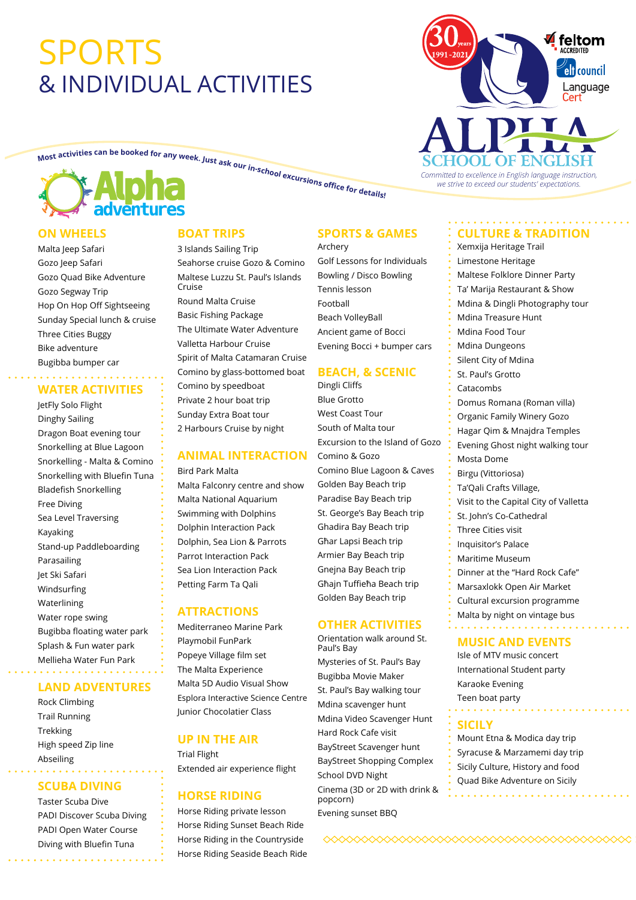# SPORTS
## & INDIVIDUAL ACTIVITIES

30 years 1991-2021

feltom ACCREDITED

elt council

Language Cert

ALPHA SCHOOL OF ENGLISH

*Committed to excellence in English language instruction, we strive to exceed our students' expectations.*

**Most activities can be booked for any week. Just ask our in-school excursions office for details!**

Alpha adventures

### ON WHEELS
- Malta Jeep Safari
- Gozo Jeep Safari
- Gozo Quad Bike Adventure
- Gozo Segway Trip
- Hop On Hop Off Sightseeing
- Sunday Special lunch & cruise
- Three Cities Buggy
- Bike adventure
- Bugibba bumper car

### WATER ACTIVITIES
- JetFly Solo Flight
- Dinghy Sailing
- Dragon Boat evening tour
- Snorkelling at Blue Lagoon
- Snorkelling - Malta & Comino
- Snorkelling with Bluefin Tuna
- Bladefish Snorkelling
- Free Diving
- Sea Level Traversing
- Kayaking
- Stand-up Paddleboarding
- Parasailing
- Jet Ski Safari
- Windsurfing
- Waterlining
- Water rope swing
- Bugibba floating water park
- Splash & Fun water park
- Mellieha Water Fun Park

### LAND ADVENTURES
- Rock Climbing
- Trail Running
- Trekking
- High speed Zip line
- Abseiling

### SCUBA DIVING
- Taster Scuba Dive
- PADI Discover Scuba Diving
- PADI Open Water Course
- Diving with Bluefin Tuna

### BOAT TRIPS
- 3 Islands Sailing Trip
- Seahorse cruise Gozo & Comino
- Maltese Luzzu St. Paul's Islands Cruise
- Round Malta Cruise
- Basic Fishing Package
- The Ultimate Water Adventure
- Valletta Harbour Cruise
- Spirit of Malta Catamaran Cruise
- Comino by glass-bottomed boat
- Comino by speedboat
- Private 2 hour boat trip
- Sunday Extra Boat tour
- 2 Harbours Cruise by night

### ANIMAL INTERACTION
- Bird Park Malta
- Malta Falconry centre and show
- Malta National Aquarium
- Swimming with Dolphins
- Dolphin Interaction Pack
- Dolphin, Sea Lion & Parrots
- Parrot Interaction Pack
- Sea Lion Interaction Pack
- Petting Farm Ta Qali

### ATTRACTIONS
- Mediterraneo Marine Park
- Playmobil FunPark
- Popeye Village film set
- The Malta Experience
- Malta 5D Audio Visual Show
- Esplora Interactive Science Centre
- Junior Chocolatier Class

### UP IN THE AIR
- Trial Flight
- Extended air experience flight

### HORSE RIDING
- Horse Riding private lesson
- Horse Riding Sunset Beach Ride
- Horse Riding in the Countryside
- Horse Riding Seaside Beach Ride

### SPORTS & GAMES
- Archery
- Golf Lessons for Individuals
- Bowling / Disco Bowling
- Tennis lesson
- Football
- Beach VolleyBall
- Ancient game of Bocci
- Evening Bocci + bumper cars

### BEACH, & SCENIC
- Dingli Cliffs
- Blue Grotto
- West Coast Tour
- South of Malta tour
- Excursion to the Island of Gozo
- Comino & Gozo
- Comino Blue Lagoon & Caves
- Golden Bay Beach trip
- Paradise Bay Beach trip
- St. George's Bay Beach trip
- Ghadira Bay Beach trip
- Għar Lapsi Beach trip
- Armier Bay Beach trip
- Gnejna Bay Beach trip
- Għajn Tuffieħa Beach trip
- Golden Bay Beach trip

### OTHER ACTIVITIES
- Orientation walk around St. Paul's Bay
- Mysteries of St. Paul's Bay
- Bugibba Movie Maker
- St. Paul's Bay walking tour
- Mdina scavenger hunt
- Mdina Video Scavenger Hunt
- Hard Rock Cafe visit
- BayStreet Scavenger hunt
- BayStreet Shopping Complex
- School DVD Night
- Cinema (3D or 2D with drink & popcorn)
- Evening sunset BBQ

### CULTURE & TRADITION
- Xemxija Heritage Trail
- Limestone Heritage
- Maltese Folklore Dinner Party
- Ta' Marija Restaurant & Show
- Mdina & Dingli Photography tour
- Mdina Treasure Hunt
- Mdina Food Tour
- Mdina Dungeons
- Silent City of Mdina
- St. Paul's Grotto
- Catacombs
- Domus Romana (Roman villa)
- Organic Family Winery Gozo
- Hagar Qim & Mnajdra Temples
- Evening Ghost night walking tour
- Mosta Dome
- Birgu (Vittoriosa)
- Ta'Qali Crafts Village,
- Visit to the Capital City of Valletta
- St. John's Co-Cathedral
- Three Cities visit
- Inquisitor's Palace
- Maritime Museum
- Dinner at the "Hard Rock Cafe"
- Marsaxlokk Open Air Market
- Cultural excursion programme
- Malta by night on vintage bus

### MUSIC AND EVENTS
- Isle of MTV music concert
- International Student party
- Karaoke Evening
- Teen boat party

### SICILY
- Mount Etna & Modica day trip
- Syracuse & Marzamemi day trip
- Sicily Culture, History and food
- Quad Bike Adventure on Sicily